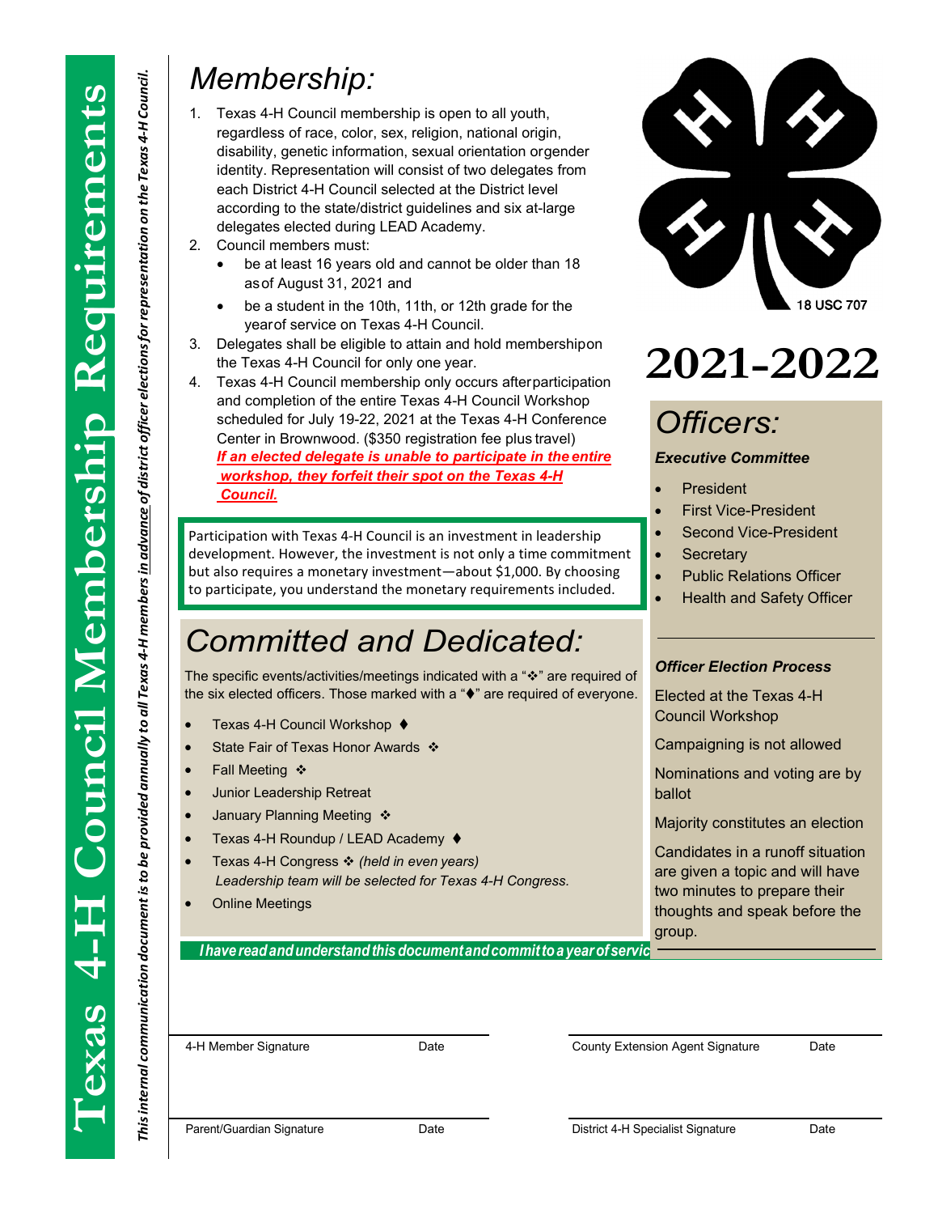# Texas 4-H Council Membership Requirements

*This internal communication document is to be provided annually to all Texas 4-H members in advance of district officer elections for representation on the Texas 4-H Council.*

## Membership:

1. Texas 4-H Council membership is open to all youth, regardless of race, color, sex, religion, national origin, disability, genetic information, sexual orientation or gender identity. Representation will consist of two delegates from each District 4-H Council selected at the District level according to the state/district guidelines and six at-large delegates elected during LEAD Academy.
2. Council members must:
   - be at least 16 years old and cannot be older than 18 as of August 31, 2021 and
   - be a student in the 10th, 11th, or 12th grade for the year of service on Texas 4-H Council.
3. Delegates shall be eligible to attain and hold membership on the Texas 4-H Council for only one year.
4. Texas 4-H Council membership only occurs after participation and completion of the entire Texas 4-H Council Workshop scheduled for July 19-22, 2021 at the Texas 4-H Conference Center in Brownwood. ($350 registration fee plus travel) ***If an elected delegate is unable to participate in the entire workshop, they forfeit their spot on the Texas 4-H Council.***

Participation with Texas 4-H Council is an investment in leadership development. However, the investment is not only a time commitment but also requires a monetary investment—about $1,000. By choosing to participate, you understand the monetary requirements included.

18 USC 707

# 2021-2022

## Officers:

***Executive Committee***

- President
- First Vice-President
- Second Vice-President
- Secretary
- Public Relations Officer
- Health and Safety Officer

***Officer Election Process***

Elected at the Texas 4-H Council Workshop

Campaigning is not allowed

Nominations and voting are by ballot

Majority constitutes an election

Candidates in a runoff situation are given a topic and will have two minutes to prepare their thoughts and speak before the group.

## Committed and Dedicated:

The specific events/activities/meetings indicated with a "❖" are required of the six elected officers. Those marked with a "♦" are required of everyone.

- Texas 4-H Council Workshop ♦
- State Fair of Texas Honor Awards ❖
- Fall Meeting ❖
- Junior Leadership Retreat
- January Planning Meeting ❖
- Texas 4-H Roundup / LEAD Academy ♦
- Texas 4-H Congress ❖ *(held in even years)*
  *Leadership team will be selected for Texas 4-H Congress.*
- Online Meetings

***I have read and understand this document and commit to a year of servic***

| | | | |
|---|---|---|---|
| 4-H Member Signature | Date | County Extension Agent Signature | Date |
| Parent/Guardian Signature | Date | District 4-H Specialist Signature | Date |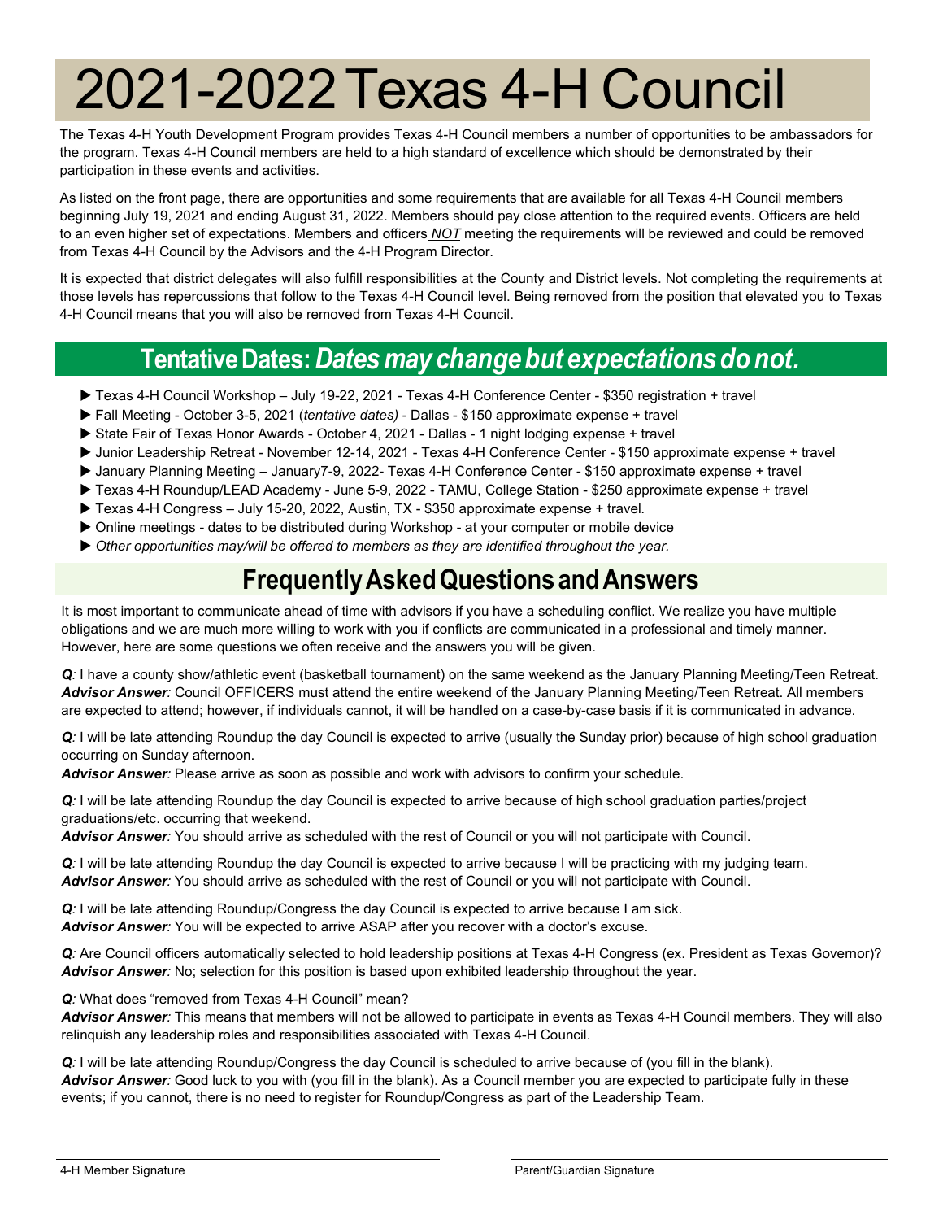# 2021-2022 Texas 4-H Council

The Texas 4-H Youth Development Program provides Texas 4-H Council members a number of opportunities to be ambassadors for the program. Texas 4-H Council members are held to a high standard of excellence which should be demonstrated by their participation in these events and activities.

As listed on the front page, there are opportunities and some requirements that are available for all Texas 4-H Council members beginning July 19, 2021 and ending August 31, 2022. Members should pay close attention to the required events. Officers are held to an even higher set of expectations. Members and officers ***NOT*** meeting the requirements will be reviewed and could be removed from Texas 4-H Council by the Advisors and the 4-H Program Director.

It is expected that district delegates will also fulfill responsibilities at the County and District levels. Not completing the requirements at those levels has repercussions that follow to the Texas 4-H Council level. Being removed from the position that elevated you to Texas 4-H Council means that you will also be removed from Texas 4-H Council.

## Tentative Dates: *Dates may change but expectations do not.*

- Texas 4-H Council Workshop – July 19-22, 2021 - Texas 4-H Conference Center - $350 registration + travel
- Fall Meeting - October 3-5, 2021 (*tentative dates)* - Dallas - $150 approximate expense + travel
- State Fair of Texas Honor Awards - October 4, 2021 - Dallas - 1 night lodging expense + travel
- Junior Leadership Retreat - November 12-14, 2021 - Texas 4-H Conference Center - $150 approximate expense + travel
- January Planning Meeting – January7-9, 2022- Texas 4-H Conference Center - $150 approximate expense + travel
- Texas 4-H Roundup/LEAD Academy - June 5-9, 2022 - TAMU, College Station - $250 approximate expense + travel
- Texas 4-H Congress – July 15-20, 2022, Austin, TX - $350 approximate expense + travel.
- Online meetings - dates to be distributed during Workshop - at your computer or mobile device
- *Other opportunities may/will be offered to members as they are identified throughout the year.*

## Frequently Asked Questions and Answers

It is most important to communicate ahead of time with advisors if you have a scheduling conflict. We realize you have multiple obligations and we are much more willing to work with you if conflicts are communicated in a professional and timely manner. However, here are some questions we often receive and the answers you will be given.

***Q:*** I have a county show/athletic event (basketball tournament) on the same weekend as the January Planning Meeting/Teen Retreat.
***Advisor Answer:*** Council OFFICERS must attend the entire weekend of the January Planning Meeting/Teen Retreat. All members are expected to attend; however, if individuals cannot, it will be handled on a case-by-case basis if it is communicated in advance.

***Q:*** I will be late attending Roundup the day Council is expected to arrive (usually the Sunday prior) because of high school graduation occurring on Sunday afternoon.
***Advisor Answer:*** Please arrive as soon as possible and work with advisors to confirm your schedule.

***Q:*** I will be late attending Roundup the day Council is expected to arrive because of high school graduation parties/project graduations/etc. occurring that weekend.
***Advisor Answer:*** You should arrive as scheduled with the rest of Council or you will not participate with Council.

***Q:*** I will be late attending Roundup the day Council is expected to arrive because I will be practicing with my judging team.
***Advisor Answer:*** You should arrive as scheduled with the rest of Council or you will not participate with Council.

***Q:*** I will be late attending Roundup/Congress the day Council is expected to arrive because I am sick.
***Advisor Answer:*** You will be expected to arrive ASAP after you recover with a doctor's excuse.

***Q:*** Are Council officers automatically selected to hold leadership positions at Texas 4-H Congress (ex. President as Texas Governor)?
***Advisor Answer:*** No; selection for this position is based upon exhibited leadership throughout the year.

***Q:*** What does "removed from Texas 4-H Council" mean?
***Advisor Answer:*** This means that members will not be allowed to participate in events as Texas 4-H Council members. They will also relinquish any leadership roles and responsibilities associated with Texas 4-H Council.

***Q:*** I will be late attending Roundup/Congress the day Council is scheduled to arrive because of (you fill in the blank).
***Advisor Answer:*** Good luck to you with (you fill in the blank). As a Council member you are expected to participate fully in these events; if you cannot, there is no need to register for Roundup/Congress as part of the Leadership Team.

4-H Member Signature

Parent/Guardian Signature